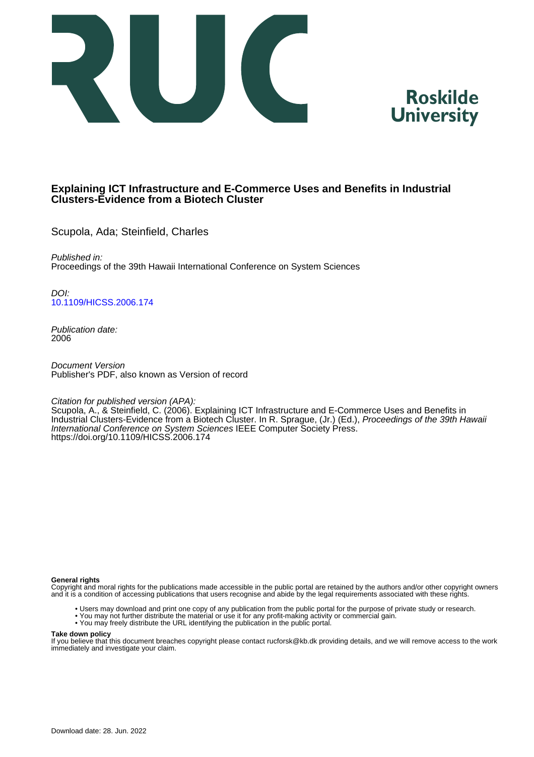**Roskilde University**

# Explaining ICT Infrastructure and E-Commerce Uses and Benefits in Industrial Clusters-Evidence from a Biotech Cluster

Scupola, Ada; Steinfield, Charles

*Published in:*
Proceedings of the 39th Hawaii International Conference on System Sciences

*DOI:*
10.1109/HICSS.2006.174

*Publication date:*
2006

*Document Version*
Publisher's PDF, also known as Version of record

*Citation for published version (APA):*
Scupola, A., & Steinfield, C. (2006). Explaining ICT Infrastructure and E-Commerce Uses and Benefits in Industrial Clusters-Evidence from a Biotech Cluster. In R. Sprague, (Jr.) (Ed.), *Proceedings of the 39th Hawaii International Conference on System Sciences* IEEE Computer Society Press. https://doi.org/10.1109/HICSS.2006.174

**General rights**
Copyright and moral rights for the publications made accessible in the public portal are retained by the authors and/or other copyright owners and it is a condition of accessing publications that users recognise and abide by the legal requirements associated with these rights.

- Users may download and print one copy of any publication from the public portal for the purpose of private study or research.
- You may not further distribute the material or use it for any profit-making activity or commercial gain.
- You may freely distribute the URL identifying the publication in the public portal.

**Take down policy**
If you believe that this document breaches copyright please contact rucforsk@kb.dk providing details, and we will remove access to the work immediately and investigate your claim.

Download date: 28. Jun. 2022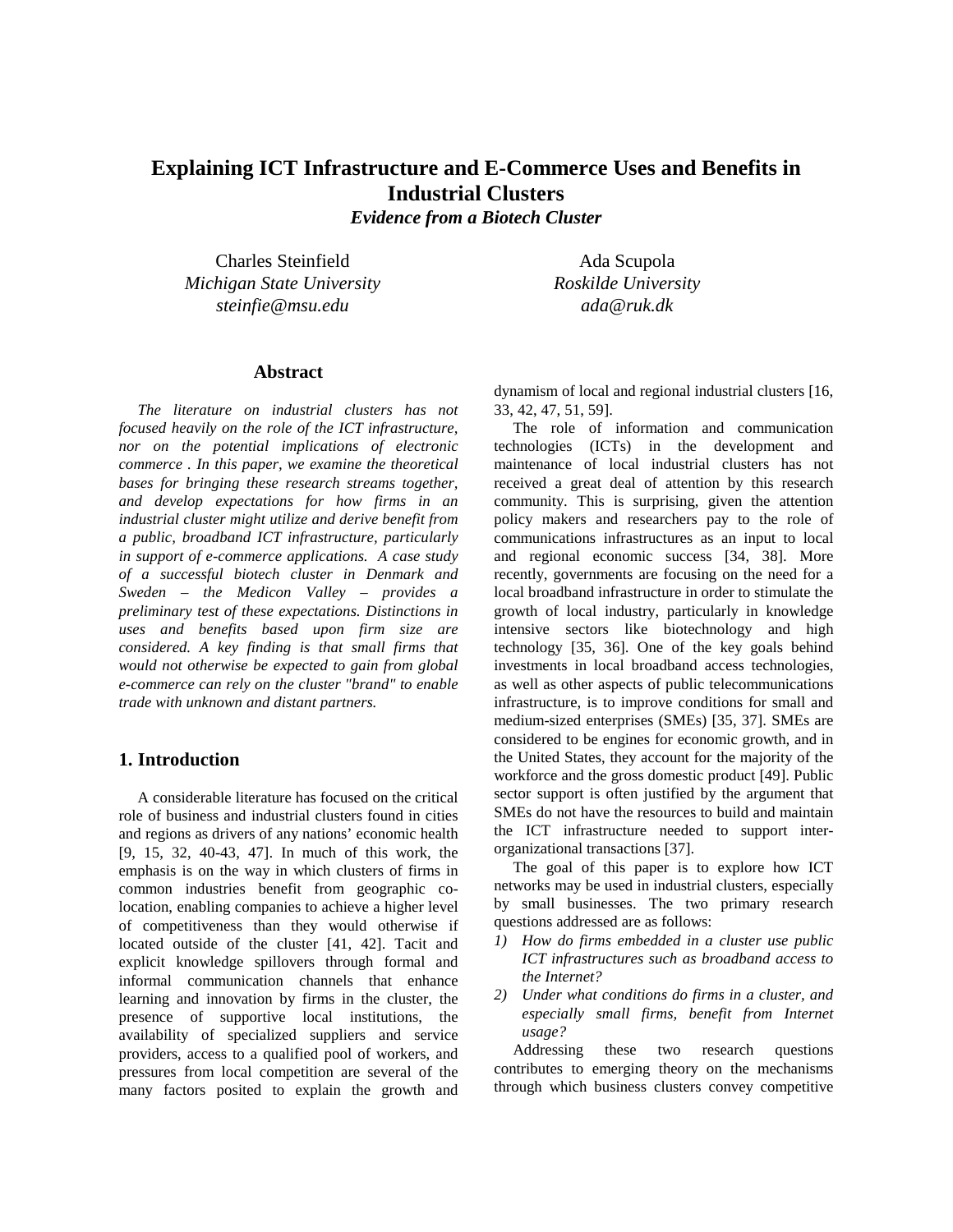# Explaining ICT Infrastructure and E-Commerce Uses and Benefits in Industrial Clusters

***Evidence from a Biotech Cluster***

Charles Steinfield
*Michigan State University*
*steinfie@msu.edu*

Ada Scupola
*Roskilde University*
*ada@ruk.dk*

## Abstract

*The literature on industrial clusters has not focused heavily on the role of the ICT infrastructure, nor on the potential implications of electronic commerce . In this paper, we examine the theoretical bases for bringing these research streams together, and develop expectations for how firms in an industrial cluster might utilize and derive benefit from a public, broadband ICT infrastructure, particularly in support of e-commerce applications. A case study of a successful biotech cluster in Denmark and Sweden – the Medicon Valley – provides a preliminary test of these expectations. Distinctions in uses and benefits based upon firm size are considered. A key finding is that small firms that would not otherwise be expected to gain from global e-commerce can rely on the cluster "brand" to enable trade with unknown and distant partners.*

## 1. Introduction

A considerable literature has focused on the critical role of business and industrial clusters found in cities and regions as drivers of any nations' economic health [9, 15, 32, 40-43, 47]. In much of this work, the emphasis is on the way in which clusters of firms in common industries benefit from geographic co-location, enabling companies to achieve a higher level of competitiveness than they would otherwise if located outside of the cluster [41, 42]. Tacit and explicit knowledge spillovers through formal and informal communication channels that enhance learning and innovation by firms in the cluster, the presence of supportive local institutions, the availability of specialized suppliers and service providers, access to a qualified pool of workers, and pressures from local competition are several of the many factors posited to explain the growth and dynamism of local and regional industrial clusters [16, 33, 42, 47, 51, 59].

The role of information and communication technologies (ICTs) in the development and maintenance of local industrial clusters has not received a great deal of attention by this research community. This is surprising, given the attention policy makers and researchers pay to the role of communications infrastructures as an input to local and regional economic success [34, 38]. More recently, governments are focusing on the need for a local broadband infrastructure in order to stimulate the growth of local industry, particularly in knowledge intensive sectors like biotechnology and high technology [35, 36]. One of the key goals behind investments in local broadband access technologies, as well as other aspects of public telecommunications infrastructure, is to improve conditions for small and medium-sized enterprises (SMEs) [35, 37]. SMEs are considered to be engines for economic growth, and in the United States, they account for the majority of the workforce and the gross domestic product [49]. Public sector support is often justified by the argument that SMEs do not have the resources to build and maintain the ICT infrastructure needed to support inter-organizational transactions [37].

The goal of this paper is to explore how ICT networks may be used in industrial clusters, especially by small businesses. The two primary research questions addressed are as follows:

1) *How do firms embedded in a cluster use public ICT infrastructures such as broadband access to the Internet?*
2) *Under what conditions do firms in a cluster, and especially small firms, benefit from Internet usage?*

Addressing these two research questions contributes to emerging theory on the mechanisms through which business clusters convey competitive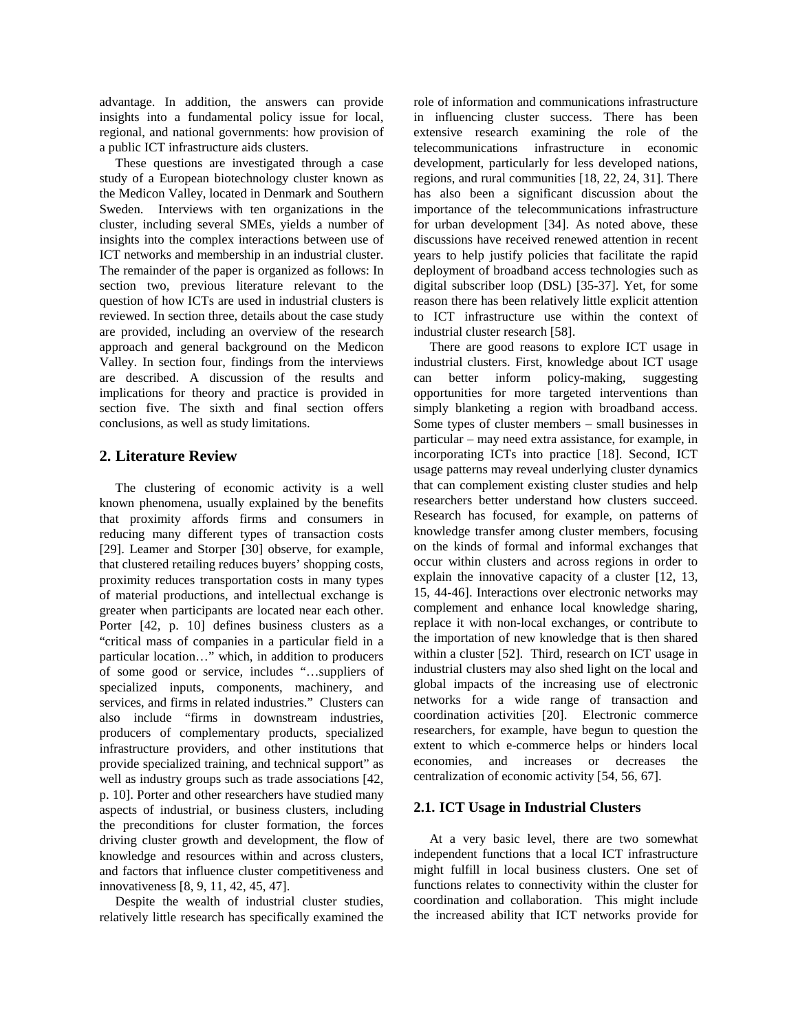advantage. In addition, the answers can provide insights into a fundamental policy issue for local, regional, and national governments: how provision of a public ICT infrastructure aids clusters.

These questions are investigated through a case study of a European biotechnology cluster known as the Medicon Valley, located in Denmark and Southern Sweden. Interviews with ten organizations in the cluster, including several SMEs, yields a number of insights into the complex interactions between use of ICT networks and membership in an industrial cluster. The remainder of the paper is organized as follows: In section two, previous literature relevant to the question of how ICTs are used in industrial clusters is reviewed. In section three, details about the case study are provided, including an overview of the research approach and general background on the Medicon Valley. In section four, findings from the interviews are described. A discussion of the results and implications for theory and practice is provided in section five. The sixth and final section offers conclusions, as well as study limitations.

## 2. Literature Review

The clustering of economic activity is a well known phenomena, usually explained by the benefits that proximity affords firms and consumers in reducing many different types of transaction costs [29]. Leamer and Storper [30] observe, for example, that clustered retailing reduces buyers' shopping costs, proximity reduces transportation costs in many types of material productions, and intellectual exchange is greater when participants are located near each other. Porter [42, p. 10] defines business clusters as a "critical mass of companies in a particular field in a particular location…" which, in addition to producers of some good or service, includes "…suppliers of specialized inputs, components, machinery, and services, and firms in related industries." Clusters can also include "firms in downstream industries, producers of complementary products, specialized infrastructure providers, and other institutions that provide specialized training, and technical support" as well as industry groups such as trade associations [42, p. 10]. Porter and other researchers have studied many aspects of industrial, or business clusters, including the preconditions for cluster formation, the forces driving cluster growth and development, the flow of knowledge and resources within and across clusters, and factors that influence cluster competitiveness and innovativeness [8, 9, 11, 42, 45, 47].

Despite the wealth of industrial cluster studies, relatively little research has specifically examined the role of information and communications infrastructure in influencing cluster success. There has been extensive research examining the role of the telecommunications infrastructure in economic development, particularly for less developed nations, regions, and rural communities [18, 22, 24, 31]. There has also been a significant discussion about the importance of the telecommunications infrastructure for urban development [34]. As noted above, these discussions have received renewed attention in recent years to help justify policies that facilitate the rapid deployment of broadband access technologies such as digital subscriber loop (DSL) [35-37]. Yet, for some reason there has been relatively little explicit attention to ICT infrastructure use within the context of industrial cluster research [58].

There are good reasons to explore ICT usage in industrial clusters. First, knowledge about ICT usage can better inform policy-making, suggesting opportunities for more targeted interventions than simply blanketing a region with broadband access. Some types of cluster members – small businesses in particular – may need extra assistance, for example, in incorporating ICTs into practice [18]. Second, ICT usage patterns may reveal underlying cluster dynamics that can complement existing cluster studies and help researchers better understand how clusters succeed. Research has focused, for example, on patterns of knowledge transfer among cluster members, focusing on the kinds of formal and informal exchanges that occur within clusters and across regions in order to explain the innovative capacity of a cluster [12, 13, 15, 44-46]. Interactions over electronic networks may complement and enhance local knowledge sharing, replace it with non-local exchanges, or contribute to the importation of new knowledge that is then shared within a cluster [52]. Third, research on ICT usage in industrial clusters may also shed light on the local and global impacts of the increasing use of electronic networks for a wide range of transaction and coordination activities [20]. Electronic commerce researchers, for example, have begun to question the extent to which e-commerce helps or hinders local economies, and increases or decreases the centralization of economic activity [54, 56, 67].

### 2.1. ICT Usage in Industrial Clusters

At a very basic level, there are two somewhat independent functions that a local ICT infrastructure might fulfill in local business clusters. One set of functions relates to connectivity within the cluster for coordination and collaboration. This might include the increased ability that ICT networks provide for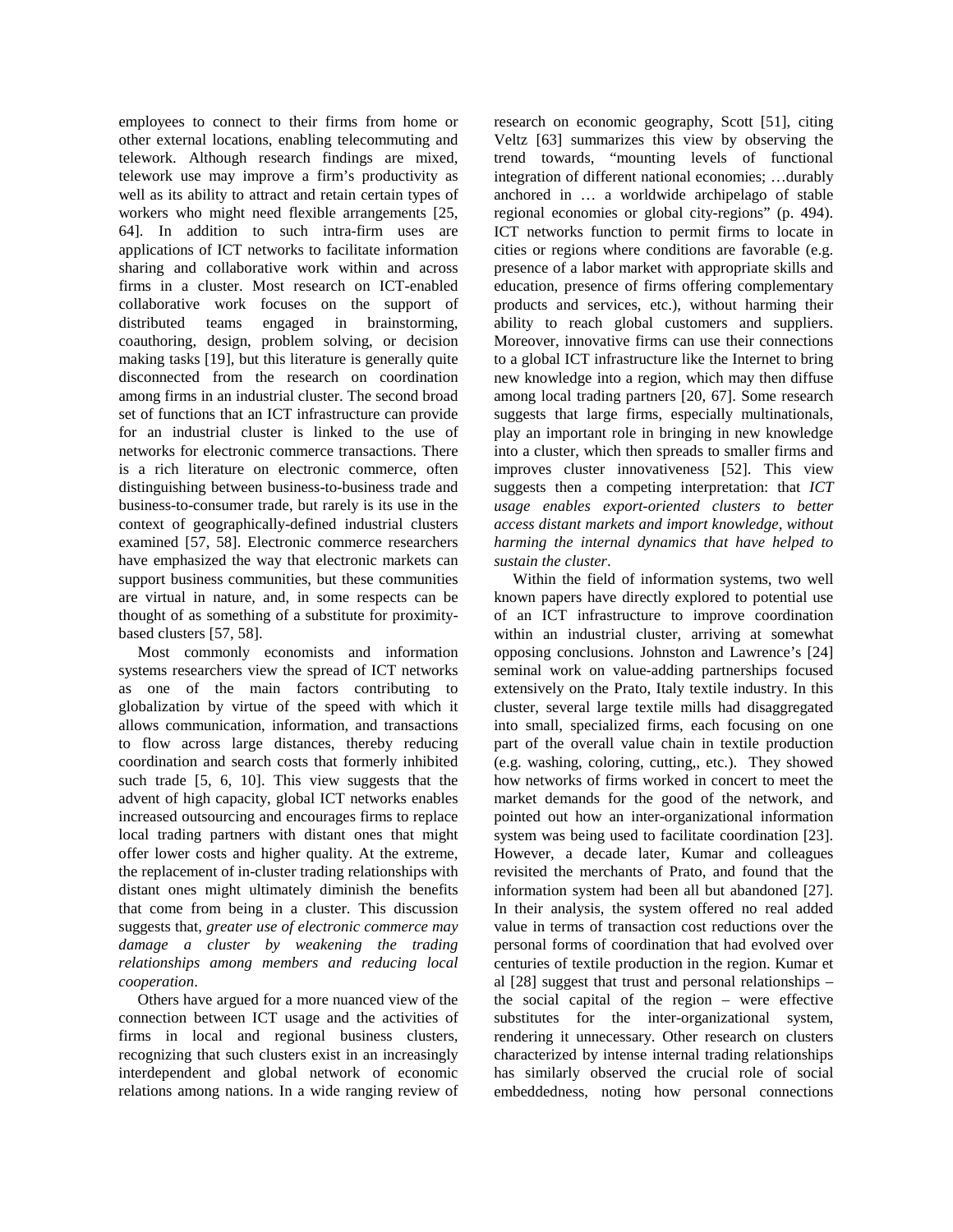employees to connect to their firms from home or other external locations, enabling telecommuting and telework. Although research findings are mixed, telework use may improve a firm's productivity as well as its ability to attract and retain certain types of workers who might need flexible arrangements [25, 64]. In addition to such intra-firm uses are applications of ICT networks to facilitate information sharing and collaborative work within and across firms in a cluster. Most research on ICT-enabled collaborative work focuses on the support of distributed teams engaged in brainstorming, coauthoring, design, problem solving, or decision making tasks [19], but this literature is generally quite disconnected from the research on coordination among firms in an industrial cluster. The second broad set of functions that an ICT infrastructure can provide for an industrial cluster is linked to the use of networks for electronic commerce transactions. There is a rich literature on electronic commerce, often distinguishing between business-to-business trade and business-to-consumer trade, but rarely is its use in the context of geographically-defined industrial clusters examined [57, 58]. Electronic commerce researchers have emphasized the way that electronic markets can support business communities, but these communities are virtual in nature, and, in some respects can be thought of as something of a substitute for proximity-based clusters [57, 58].

Most commonly economists and information systems researchers view the spread of ICT networks as one of the main factors contributing to globalization by virtue of the speed with which it allows communication, information, and transactions to flow across large distances, thereby reducing coordination and search costs that formerly inhibited such trade [5, 6, 10]. This view suggests that the advent of high capacity, global ICT networks enables increased outsourcing and encourages firms to replace local trading partners with distant ones that might offer lower costs and higher quality. At the extreme, the replacement of in-cluster trading relationships with distant ones might ultimately diminish the benefits that come from being in a cluster. This discussion suggests that, *greater use of electronic commerce may damage a cluster by weakening the trading relationships among members and reducing local cooperation*.

Others have argued for a more nuanced view of the connection between ICT usage and the activities of firms in local and regional business clusters, recognizing that such clusters exist in an increasingly interdependent and global network of economic relations among nations. In a wide ranging review of research on economic geography, Scott [51], citing Veltz [63] summarizes this view by observing the trend towards, "mounting levels of functional integration of different national economies; …durably anchored in … a worldwide archipelago of stable regional economies or global city-regions" (p. 494). ICT networks function to permit firms to locate in cities or regions where conditions are favorable (e.g. presence of a labor market with appropriate skills and education, presence of firms offering complementary products and services, etc.), without harming their ability to reach global customers and suppliers. Moreover, innovative firms can use their connections to a global ICT infrastructure like the Internet to bring new knowledge into a region, which may then diffuse among local trading partners [20, 67]. Some research suggests that large firms, especially multinationals, play an important role in bringing in new knowledge into a cluster, which then spreads to smaller firms and improves cluster innovativeness [52]. This view suggests then a competing interpretation: that *ICT usage enables export-oriented clusters to better access distant markets and import knowledge, without harming the internal dynamics that have helped to sustain the cluster*.

Within the field of information systems, two well known papers have directly explored to potential use of an ICT infrastructure to improve coordination within an industrial cluster, arriving at somewhat opposing conclusions. Johnston and Lawrence's [24] seminal work on value-adding partnerships focused extensively on the Prato, Italy textile industry. In this cluster, several large textile mills had disaggregated into small, specialized firms, each focusing on one part of the overall value chain in textile production (e.g. washing, coloring, cutting,, etc.). They showed how networks of firms worked in concert to meet the market demands for the good of the network, and pointed out how an inter-organizational information system was being used to facilitate coordination [23]. However, a decade later, Kumar and colleagues revisited the merchants of Prato, and found that the information system had been all but abandoned [27]. In their analysis, the system offered no real added value in terms of transaction cost reductions over the personal forms of coordination that had evolved over centuries of textile production in the region. Kumar et al [28] suggest that trust and personal relationships – the social capital of the region – were effective substitutes for the inter-organizational system, rendering it unnecessary. Other research on clusters characterized by intense internal trading relationships has similarly observed the crucial role of social embeddedness, noting how personal connections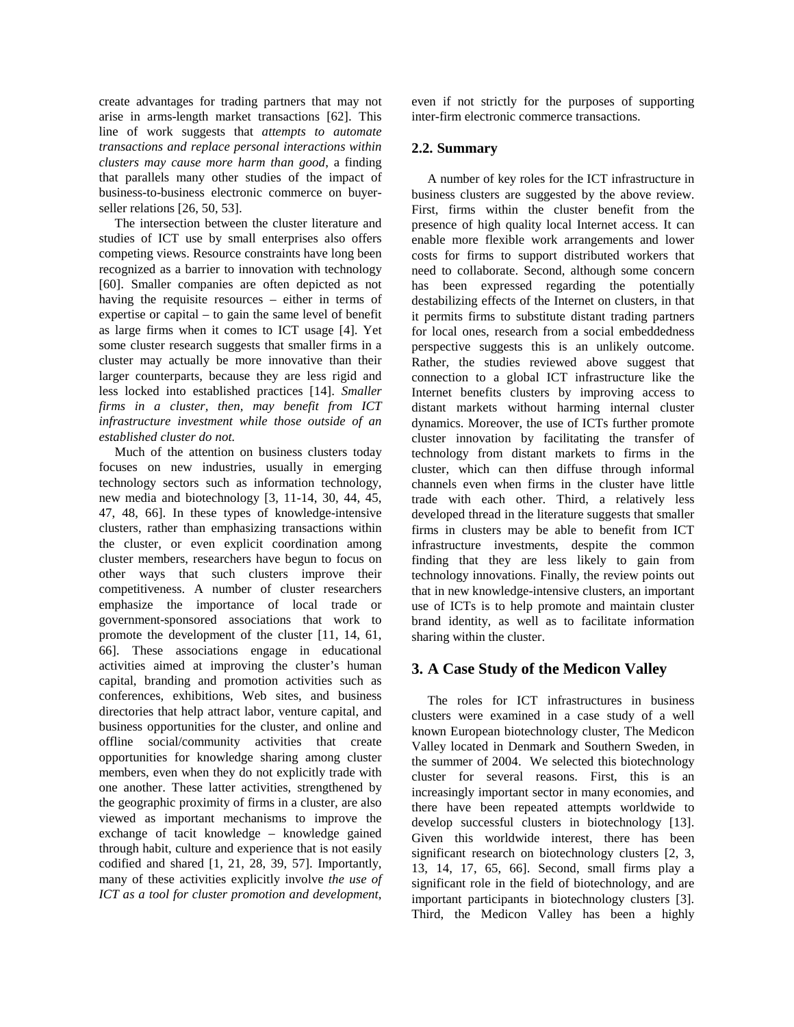create advantages for trading partners that may not arise in arms-length market transactions [62]. This line of work suggests that *attempts to automate transactions and replace personal interactions within clusters may cause more harm than good*, a finding that parallels many other studies of the impact of business-to-business electronic commerce on buyer-seller relations [26, 50, 53].

The intersection between the cluster literature and studies of ICT use by small enterprises also offers competing views. Resource constraints have long been recognized as a barrier to innovation with technology [60]. Smaller companies are often depicted as not having the requisite resources – either in terms of expertise or capital – to gain the same level of benefit as large firms when it comes to ICT usage [4]. Yet some cluster research suggests that smaller firms in a cluster may actually be more innovative than their larger counterparts, because they are less rigid and less locked into established practices [14]. *Smaller firms in a cluster, then, may benefit from ICT infrastructure investment while those outside of an established cluster do not.*

Much of the attention on business clusters today focuses on new industries, usually in emerging technology sectors such as information technology, new media and biotechnology [3, 11-14, 30, 44, 45, 47, 48, 66]. In these types of knowledge-intensive clusters, rather than emphasizing transactions within the cluster, or even explicit coordination among cluster members, researchers have begun to focus on other ways that such clusters improve their competitiveness. A number of cluster researchers emphasize the importance of local trade or government-sponsored associations that work to promote the development of the cluster [11, 14, 61, 66]. These associations engage in educational activities aimed at improving the cluster's human capital, branding and promotion activities such as conferences, exhibitions, Web sites, and business directories that help attract labor, venture capital, and business opportunities for the cluster, and online and offline social/community activities that create opportunities for knowledge sharing among cluster members, even when they do not explicitly trade with one another. These latter activities, strengthened by the geographic proximity of firms in a cluster, are also viewed as important mechanisms to improve the exchange of tacit knowledge – knowledge gained through habit, culture and experience that is not easily codified and shared [1, 21, 28, 39, 57]. Importantly, many of these activities explicitly involve *the use of ICT as a tool for cluster promotion and development*, even if not strictly for the purposes of supporting inter-firm electronic commerce transactions.

### 2.2. Summary

A number of key roles for the ICT infrastructure in business clusters are suggested by the above review. First, firms within the cluster benefit from the presence of high quality local Internet access. It can enable more flexible work arrangements and lower costs for firms to support distributed workers that need to collaborate. Second, although some concern has been expressed regarding the potentially destabilizing effects of the Internet on clusters, in that it permits firms to substitute distant trading partners for local ones, research from a social embeddedness perspective suggests this is an unlikely outcome. Rather, the studies reviewed above suggest that connection to a global ICT infrastructure like the Internet benefits clusters by improving access to distant markets without harming internal cluster dynamics. Moreover, the use of ICTs further promote cluster innovation by facilitating the transfer of technology from distant markets to firms in the cluster, which can then diffuse through informal channels even when firms in the cluster have little trade with each other. Third, a relatively less developed thread in the literature suggests that smaller firms in clusters may be able to benefit from ICT infrastructure investments, despite the common finding that they are less likely to gain from technology innovations. Finally, the review points out that in new knowledge-intensive clusters, an important use of ICTs is to help promote and maintain cluster brand identity, as well as to facilitate information sharing within the cluster.

## 3. A Case Study of the Medicon Valley

The roles for ICT infrastructures in business clusters were examined in a case study of a well known European biotechnology cluster, The Medicon Valley located in Denmark and Southern Sweden, in the summer of 2004. We selected this biotechnology cluster for several reasons. First, this is an increasingly important sector in many economies, and there have been repeated attempts worldwide to develop successful clusters in biotechnology [13]. Given this worldwide interest, there has been significant research on biotechnology clusters [2, 3, 13, 14, 17, 65, 66]. Second, small firms play a significant role in the field of biotechnology, and are important participants in biotechnology clusters [3]. Third, the Medicon Valley has been a highly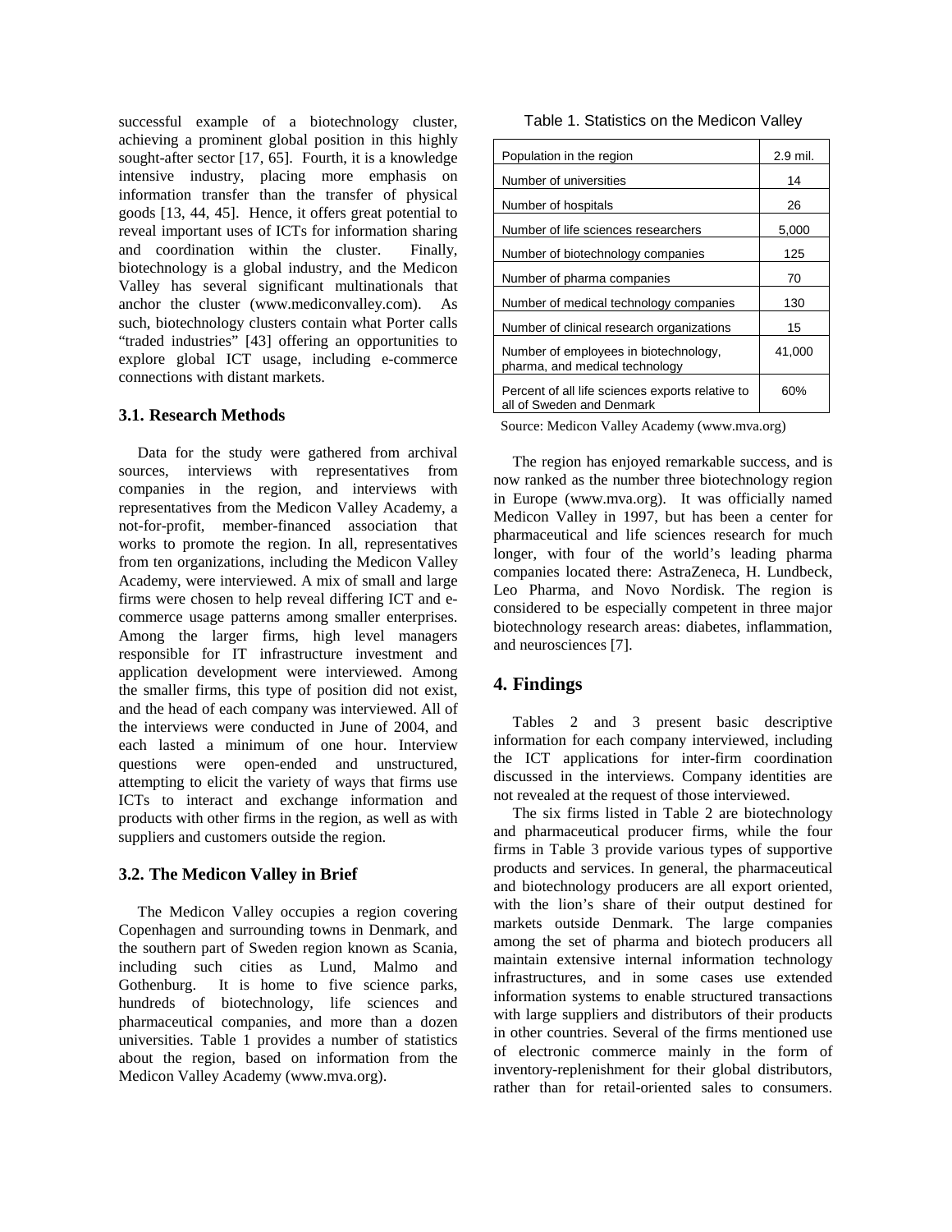successful example of a biotechnology cluster, achieving a prominent global position in this highly sought-after sector [17, 65]. Fourth, it is a knowledge intensive industry, placing more emphasis on information transfer than the transfer of physical goods [13, 44, 45]. Hence, it offers great potential to reveal important uses of ICTs for information sharing and coordination within the cluster. Finally, biotechnology is a global industry, and the Medicon Valley has several significant multinationals that anchor the cluster (www.mediconvalley.com). As such, biotechnology clusters contain what Porter calls "traded industries" [43] offering an opportunities to explore global ICT usage, including e-commerce connections with distant markets.

### 3.1. Research Methods

Data for the study were gathered from archival sources, interviews with representatives from companies in the region, and interviews with representatives from the Medicon Valley Academy, a not-for-profit, member-financed association that works to promote the region. In all, representatives from ten organizations, including the Medicon Valley Academy, were interviewed. A mix of small and large firms were chosen to help reveal differing ICT and e-commerce usage patterns among smaller enterprises. Among the larger firms, high level managers responsible for IT infrastructure investment and application development were interviewed. Among the smaller firms, this type of position did not exist, and the head of each company was interviewed. All of the interviews were conducted in June of 2004, and each lasted a minimum of one hour. Interview questions were open-ended and unstructured, attempting to elicit the variety of ways that firms use ICTs to interact and exchange information and products with other firms in the region, as well as with suppliers and customers outside the region.

### 3.2. The Medicon Valley in Brief

The Medicon Valley occupies a region covering Copenhagen and surrounding towns in Denmark, and the southern part of Sweden region known as Scania, including such cities as Lund, Malmo and Gothenburg. It is home to five science parks, hundreds of biotechnology, life sciences and pharmaceutical companies, and more than a dozen universities. Table 1 provides a number of statistics about the region, based on information from the Medicon Valley Academy (www.mva.org).

Table 1. Statistics on the Medicon Valley

| | |
|---|---|
| Population in the region | 2.9 mil. |
| Number of universities | 14 |
| Number of hospitals | 26 |
| Number of life sciences researchers | 5,000 |
| Number of biotechnology companies | 125 |
| Number of pharma companies | 70 |
| Number of medical technology companies | 130 |
| Number of clinical research organizations | 15 |
| Number of employees in biotechnology, pharma, and medical technology | 41,000 |
| Percent of all life sciences exports relative to all of Sweden and Denmark | 60% |

Source: Medicon Valley Academy (www.mva.org)

The region has enjoyed remarkable success, and is now ranked as the number three biotechnology region in Europe (www.mva.org). It was officially named Medicon Valley in 1997, but has been a center for pharmaceutical and life sciences research for much longer, with four of the world's leading pharma companies located there: AstraZeneca, H. Lundbeck, Leo Pharma, and Novo Nordisk. The region is considered to be especially competent in three major biotechnology research areas: diabetes, inflammation, and neurosciences [7].

## 4. Findings

Tables 2 and 3 present basic descriptive information for each company interviewed, including the ICT applications for inter-firm coordination discussed in the interviews. Company identities are not revealed at the request of those interviewed.

The six firms listed in Table 2 are biotechnology and pharmaceutical producer firms, while the four firms in Table 3 provide various types of supportive products and services. In general, the pharmaceutical and biotechnology producers are all export oriented, with the lion's share of their output destined for markets outside Denmark. The large companies among the set of pharma and biotech producers all maintain extensive internal information technology infrastructures, and in some cases use extended information systems to enable structured transactions with large suppliers and distributors of their products in other countries. Several of the firms mentioned use of electronic commerce mainly in the form of inventory-replenishment for their global distributors, rather than for retail-oriented sales to consumers.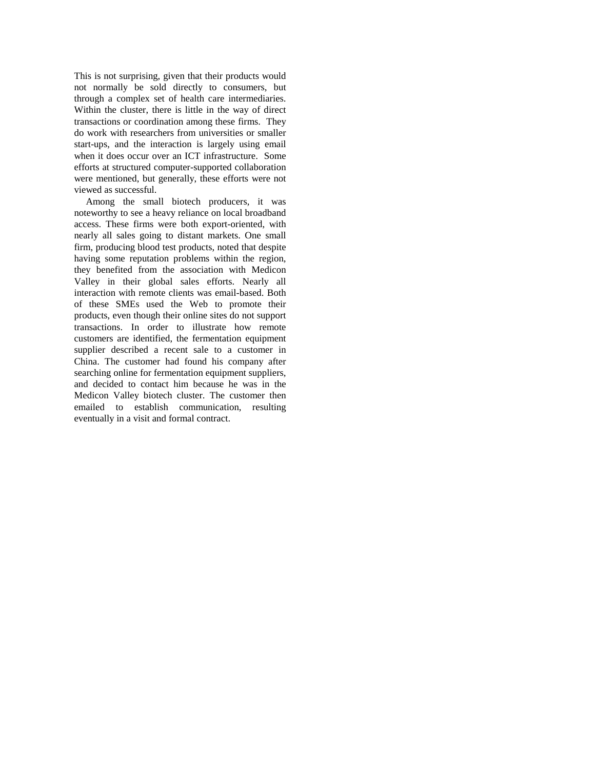This is not surprising, given that their products would not normally be sold directly to consumers, but through a complex set of health care intermediaries. Within the cluster, there is little in the way of direct transactions or coordination among these firms. They do work with researchers from universities or smaller start-ups, and the interaction is largely using email when it does occur over an ICT infrastructure. Some efforts at structured computer-supported collaboration were mentioned, but generally, these efforts were not viewed as successful.

Among the small biotech producers, it was noteworthy to see a heavy reliance on local broadband access. These firms were both export-oriented, with nearly all sales going to distant markets. One small firm, producing blood test products, noted that despite having some reputation problems within the region, they benefited from the association with Medicon Valley in their global sales efforts. Nearly all interaction with remote clients was email-based. Both of these SMEs used the Web to promote their products, even though their online sites do not support transactions. In order to illustrate how remote customers are identified, the fermentation equipment supplier described a recent sale to a customer in China. The customer had found his company after searching online for fermentation equipment suppliers, and decided to contact him because he was in the Medicon Valley biotech cluster. The customer then emailed to establish communication, resulting eventually in a visit and formal contract.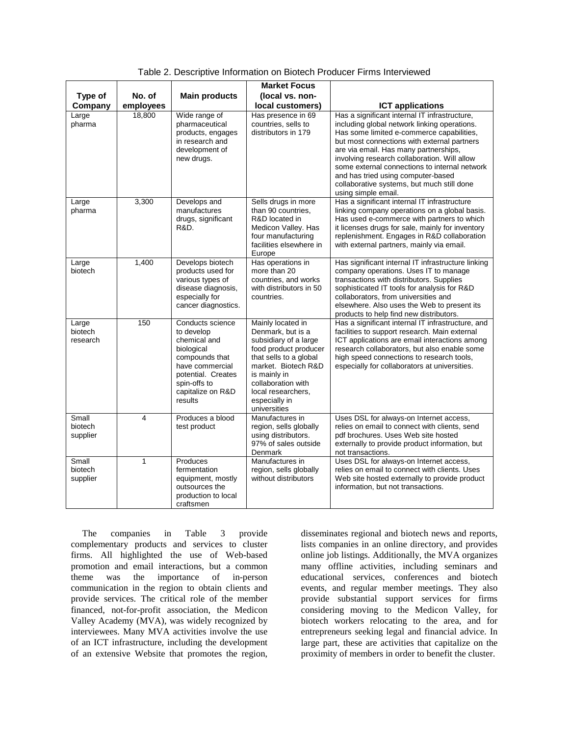Table 2. Descriptive Information on Biotech Producer Firms Interviewed

| Type of Company | No. of employees | Main products | Market Focus (local vs. non-local customers) | ICT applications |
|---|---|---|---|---|
| Large pharma | 18,800 | Wide range of pharmaceutical products, engages in research and development of new drugs. | Has presence in 69 countries, sells to distributors in 179 | Has a significant internal IT infrastructure, including global network linking operations. Has some limited e-commerce capabilities, but most connections with external partners are via email. Has many partnerships, involving research collaboration. Will allow some external connections to internal network and has tried using computer-based collaborative systems, but much still done using simple email. |
| Large pharma | 3,300 | Develops and manufactures drugs, significant R&D. | Sells drugs in more than 90 countries, R&D located in Medicon Valley. Has four manufacturing facilities elsewhere in Europe | Has a significant internal IT infrastructure linking company operations on a global basis. Has used e-commerce with partners to which it licenses drugs for sale, mainly for inventory replenishment. Engages in R&D collaboration with external partners, mainly via email. |
| Large biotech | 1,400 | Develops biotech products used for various types of disease diagnosis, especially for cancer diagnostics. | Has operations in more than 20 countries, and works with distributors in 50 countries. | Has significant internal IT infrastructure linking company operations. Uses IT to manage transactions with distributors. Supplies sophisticated IT tools for analysis for R&D collaborators, from universities and elsewhere. Also uses the Web to present its products to help find new distributors. |
| Large biotech research | 150 | Conducts science to develop chemical and biological compounds that have commercial potential. Creates spin-offs to capitalize on R&D results | Mainly located in Denmark, but is a subsidiary of a large food product producer that sells to a global market. Biotech R&D is mainly in collaboration with local researchers, especially in universities | Has a significant internal IT infrastructure, and has facilities to support research. Main external ICT applications are email interactions among research collaborators, but also enable some high speed connections to research tools, especially for collaborators at universities. |
| Small biotech supplier | 4 | Produces a blood test product | Manufactures in region, sells globally using distributors. 97% of sales outside Denmark | Uses DSL for always-on Internet access, relies on email to connect with clients, send pdf brochures. Uses Web site hosted externally to provide product information, but not transactions. |
| Small biotech supplier | 1 | Produces fermentation equipment, mostly outsources the production to local craftsmen | Manufactures in region, sells globally without distributors | Uses DSL for always-on Internet access, relies on email to connect with clients. Uses Web site hosted externally to provide product information, but not transactions. |

The companies in Table 3 provide complementary products and services to cluster firms. All highlighted the use of Web-based promotion and email interactions, but a common theme was the importance of in-person communication in the region to obtain clients and provide services. The critical role of the member financed, not-for-profit association, the Medicon Valley Academy (MVA), was widely recognized by interviewees. Many MVA activities involve the use of an ICT infrastructure, including the development of an extensive Website that promotes the region, disseminates regional and biotech news and reports, lists companies in an online directory, and provides online job listings. Additionally, the MVA organizes many offline activities, including seminars and educational services, conferences and biotech events, and regular member meetings. They also provide substantial support services for firms considering moving to the Medicon Valley, for biotech workers relocating to the area, and for entrepreneurs seeking legal and financial advice. In large part, these are activities that capitalize on the proximity of members in order to benefit the cluster.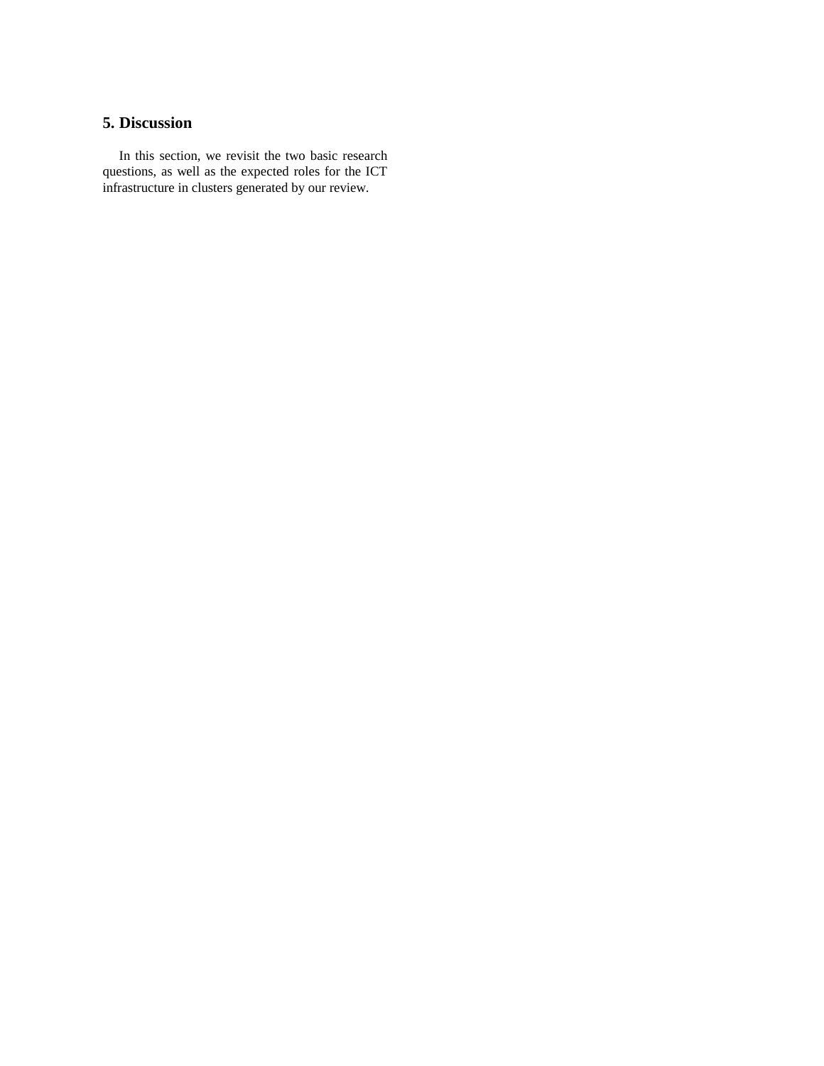## 5. Discussion

In this section, we revisit the two basic research questions, as well as the expected roles for the ICT infrastructure in clusters generated by our review.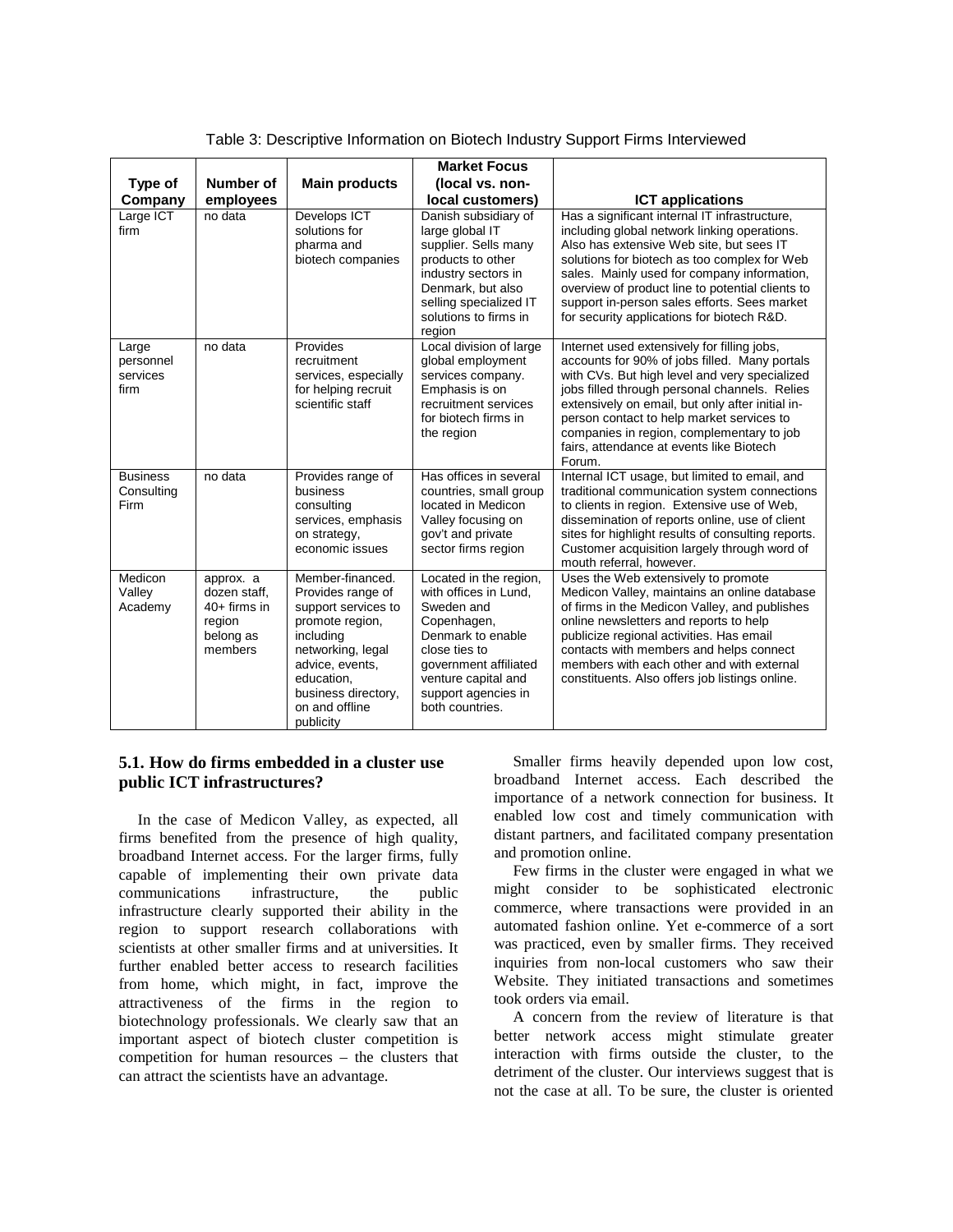Table 3: Descriptive Information on Biotech Industry Support Firms Interviewed

| Type of Company | Number of employees | Main products | Market Focus (local vs. non-local customers) | ICT applications |
|---|---|---|---|---|
| Large ICT firm | no data | Develops ICT solutions for pharma and biotech companies | Danish subsidiary of large global IT supplier. Sells many products to other industry sectors in Denmark, but also selling specialized IT solutions to firms in region | Has a significant internal IT infrastructure, including global network linking operations. Also has extensive Web site, but sees IT solutions for biotech as too complex for Web sales. Mainly used for company information, overview of product line to potential clients to support in-person sales efforts. Sees market for security applications for biotech R&D. |
| Large personnel services firm | no data | Provides recruitment services, especially for helping recruit scientific staff | Local division of large global employment services company. Emphasis is on recruitment services for biotech firms in the region | Internet used extensively for filling jobs, accounts for 90% of jobs filled. Many portals with CVs. But high level and very specialized jobs filled through personal channels. Relies extensively on email, but only after initial in-person contact to help market services to companies in region, complementary to job fairs, attendance at events like Biotech Forum. |
| Business Consulting Firm | no data | Provides range of business consulting services, emphasis on strategy, economic issues | Has offices in several countries, small group located in Medicon Valley focusing on gov't and private sector firms region | Internal ICT usage, but limited to email, and traditional communication system connections to clients in region. Extensive use of Web, dissemination of reports online, use of client sites for highlight results of consulting reports. Customer acquisition largely through word of mouth referral, however. |
| Medicon Valley Academy | approx. a dozen staff, 40+ firms in region belong as members | Member-financed. Provides range of support services to promote region, including networking, legal advice, events, education, business directory, on and offline publicity | Located in the region, with offices in Lund, Sweden and Copenhagen, Denmark to enable close ties to government affiliated venture capital and support agencies in both countries. | Uses the Web extensively to promote Medicon Valley, maintains an online database of firms in the Medicon Valley, and publishes online newsletters and reports to help publicize regional activities. Has email contacts with members and helps connect members with each other and with external constituents. Also offers job listings online. |

### 5.1. How do firms embedded in a cluster use public ICT infrastructures?

In the case of Medicon Valley, as expected, all firms benefited from the presence of high quality, broadband Internet access. For the larger firms, fully capable of implementing their own private data communications infrastructure, the public infrastructure clearly supported their ability in the region to support research collaborations with scientists at other smaller firms and at universities. It further enabled better access to research facilities from home, which might, in fact, improve the attractiveness of the firms in the region to biotechnology professionals. We clearly saw that an important aspect of biotech cluster competition is competition for human resources – the clusters that can attract the scientists have an advantage.

Smaller firms heavily depended upon low cost, broadband Internet access. Each described the importance of a network connection for business. It enabled low cost and timely communication with distant partners, and facilitated company presentation and promotion online.

Few firms in the cluster were engaged in what we might consider to be sophisticated electronic commerce, where transactions were provided in an automated fashion online. Yet e-commerce of a sort was practiced, even by smaller firms. They received inquiries from non-local customers who saw their Website. They initiated transactions and sometimes took orders via email.

A concern from the review of literature is that better network access might stimulate greater interaction with firms outside the cluster, to the detriment of the cluster. Our interviews suggest that is not the case at all. To be sure, the cluster is oriented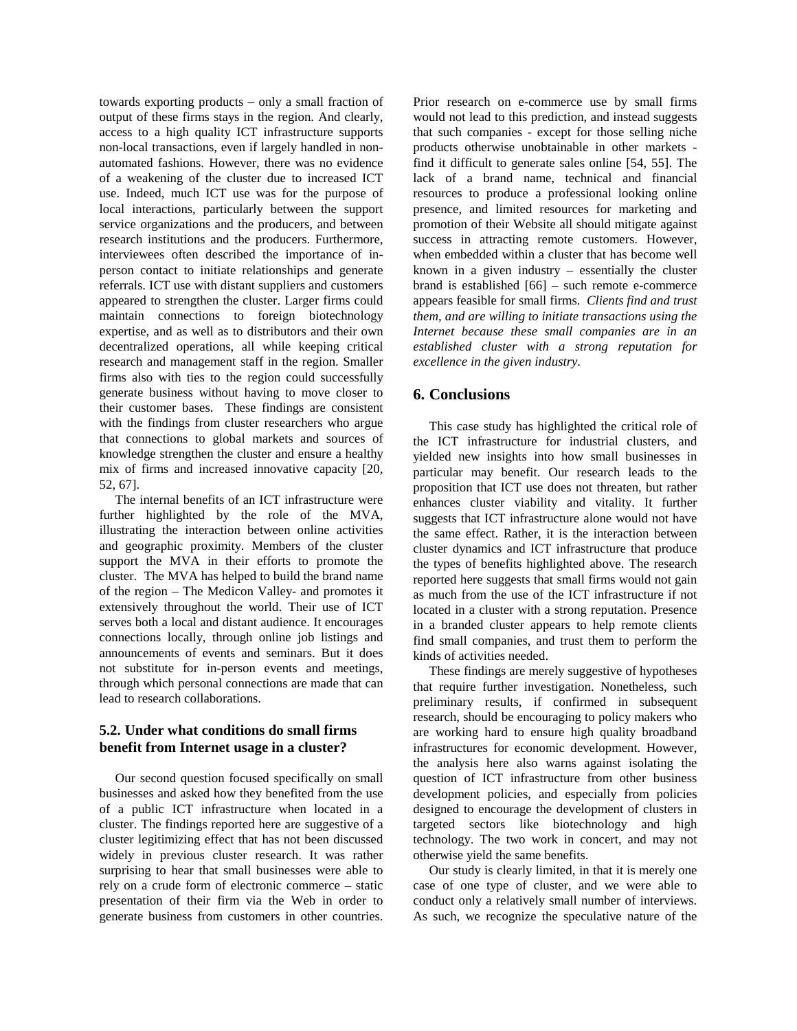towards exporting products – only a small fraction of output of these firms stays in the region. And clearly, access to a high quality ICT infrastructure supports non-local transactions, even if largely handled in non-automated fashions. However, there was no evidence of a weakening of the cluster due to increased ICT use. Indeed, much ICT use was for the purpose of local interactions, particularly between the support service organizations and the producers, and between research institutions and the producers. Furthermore, interviewees often described the importance of in-person contact to initiate relationships and generate referrals. ICT use with distant suppliers and customers appeared to strengthen the cluster. Larger firms could maintain connections to foreign biotechnology expertise, and as well as to distributors and their own decentralized operations, all while keeping critical research and management staff in the region. Smaller firms also with ties to the region could successfully generate business without having to move closer to their customer bases. These findings are consistent with the findings from cluster researchers who argue that connections to global markets and sources of knowledge strengthen the cluster and ensure a healthy mix of firms and increased innovative capacity [20, 52, 67].

The internal benefits of an ICT infrastructure were further highlighted by the role of the MVA, illustrating the interaction between online activities and geographic proximity. Members of the cluster support the MVA in their efforts to promote the cluster. The MVA has helped to build the brand name of the region – The Medicon Valley- and promotes it extensively throughout the world. Their use of ICT serves both a local and distant audience. It encourages connections locally, through online job listings and announcements of events and seminars. But it does not substitute for in-person events and meetings, through which personal connections are made that can lead to research collaborations.

### 5.2. Under what conditions do small firms benefit from Internet usage in a cluster?

Our second question focused specifically on small businesses and asked how they benefited from the use of a public ICT infrastructure when located in a cluster. The findings reported here are suggestive of a cluster legitimizing effect that has not been discussed widely in previous cluster research. It was rather surprising to hear that small businesses were able to rely on a crude form of electronic commerce – static presentation of their firm via the Web in order to generate business from customers in other countries. Prior research on e-commerce use by small firms would not lead to this prediction, and instead suggests that such companies - except for those selling niche products otherwise unobtainable in other markets - find it difficult to generate sales online [54, 55]. The lack of a brand name, technical and financial resources to produce a professional looking online presence, and limited resources for marketing and promotion of their Website all should mitigate against success in attracting remote customers. However, when embedded within a cluster that has become well known in a given industry – essentially the cluster brand is established [66] – such remote e-commerce appears feasible for small firms. *Clients find and trust them, and are willing to initiate transactions using the Internet because these small companies are in an established cluster with a strong reputation for excellence in the given industry*.

## 6. Conclusions

This case study has highlighted the critical role of the ICT infrastructure for industrial clusters, and yielded new insights into how small businesses in particular may benefit. Our research leads to the proposition that ICT use does not threaten, but rather enhances cluster viability and vitality. It further suggests that ICT infrastructure alone would not have the same effect. Rather, it is the interaction between cluster dynamics and ICT infrastructure that produce the types of benefits highlighted above. The research reported here suggests that small firms would not gain as much from the use of the ICT infrastructure if not located in a cluster with a strong reputation. Presence in a branded cluster appears to help remote clients find small companies, and trust them to perform the kinds of activities needed.

These findings are merely suggestive of hypotheses that require further investigation. Nonetheless, such preliminary results, if confirmed in subsequent research, should be encouraging to policy makers who are working hard to ensure high quality broadband infrastructures for economic development. However, the analysis here also warns against isolating the question of ICT infrastructure from other business development policies, and especially from policies designed to encourage the development of clusters in targeted sectors like biotechnology and high technology. The two work in concert, and may not otherwise yield the same benefits.

Our study is clearly limited, in that it is merely one case of one type of cluster, and we were able to conduct only a relatively small number of interviews. As such, we recognize the speculative nature of the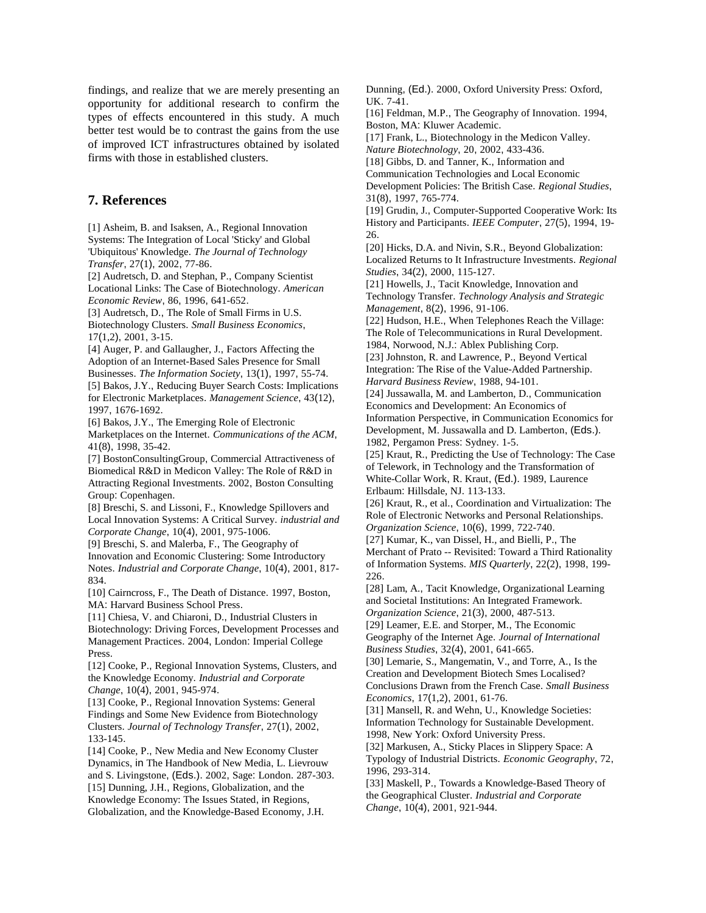findings, and realize that we are merely presenting an opportunity for additional research to confirm the types of effects encountered in this study. A much better test would be to contrast the gains from the use of improved ICT infrastructures obtained by isolated firms with those in established clusters.

## 7. References

[1] Asheim, B. and Isaksen, A., Regional Innovation Systems: The Integration of Local 'Sticky' and Global 'Ubiquitous' Knowledge. *The Journal of Technology Transfer*, 27(1), 2002, 77-86.

[2] Audretsch, D. and Stephan, P., Company Scientist Locational Links: The Case of Biotechnology. *American Economic Review*, 86, 1996, 641-652.

[3] Audretsch, D., The Role of Small Firms in U.S. Biotechnology Clusters. *Small Business Economics*, 17(1,2), 2001, 3-15.

[4] Auger, P. and Gallaugher, J., Factors Affecting the Adoption of an Internet-Based Sales Presence for Small Businesses. *The Information Society*, 13(1), 1997, 55-74.

[5] Bakos, J.Y., Reducing Buyer Search Costs: Implications for Electronic Marketplaces. *Management Science*, 43(12), 1997, 1676-1692.

[6] Bakos, J.Y., The Emerging Role of Electronic Marketplaces on the Internet. *Communications of the ACM*, 41(8), 1998, 35-42.

[7] BostonConsultingGroup, Commercial Attractiveness of Biomedical R&D in Medicon Valley: The Role of R&D in Attracting Regional Investments. 2002, Boston Consulting Group: Copenhagen.

[8] Breschi, S. and Lissoni, F., Knowledge Spillovers and Local Innovation Systems: A Critical Survey. *industrial and Corporate Change*, 10(4), 2001, 975-1006.

[9] Breschi, S. and Malerba, F., The Geography of Innovation and Economic Clustering: Some Introductory Notes. *Industrial and Corporate Change*, 10(4), 2001, 817-834.

[10] Cairncross, F., The Death of Distance. 1997, Boston, MA: Harvard Business School Press.

[11] Chiesa, V. and Chiaroni, D., Industrial Clusters in Biotechnology: Driving Forces, Development Processes and Management Practices. 2004, London: Imperial College Press.

[12] Cooke, P., Regional Innovation Systems, Clusters, and the Knowledge Economy. *Industrial and Corporate Change*, 10(4), 2001, 945-974.

[13] Cooke, P., Regional Innovation Systems: General Findings and Some New Evidence from Biotechnology Clusters. *Journal of Technology Transfer*, 27(1), 2002, 133-145.

[14] Cooke, P., New Media and New Economy Cluster Dynamics, in The Handbook of New Media, L. Lievrouw and S. Livingstone, (Eds.). 2002, Sage: London. 287-303.

[15] Dunning, J.H., Regions, Globalization, and the Knowledge Economy: The Issues Stated, in Regions, Globalization, and the Knowledge-Based Economy, J.H. Dunning, (Ed.). 2000, Oxford University Press: Oxford, UK. 7-41.

[16] Feldman, M.P., The Geography of Innovation. 1994, Boston, MA: Kluwer Academic.

[17] Frank, L., Biotechnology in the Medicon Valley. *Nature Biotechnology*, 20, 2002, 433-436.

[18] Gibbs, D. and Tanner, K., Information and Communication Technologies and Local Economic Development Policies: The British Case. *Regional Studies*, 31(8), 1997, 765-774.

[19] Grudin, J., Computer-Supported Cooperative Work: Its History and Participants. *IEEE Computer*, 27(5), 1994, 19-26.

[20] Hicks, D.A. and Nivin, S.R., Beyond Globalization: Localized Returns to It Infrastructure Investments. *Regional Studies*, 34(2), 2000, 115-127.

[21] Howells, J., Tacit Knowledge, Innovation and Technology Transfer. *Technology Analysis and Strategic Management*, 8(2), 1996, 91-106.

[22] Hudson, H.E., When Telephones Reach the Village: The Role of Telecommunications in Rural Development. 1984, Norwood, N.J.: Ablex Publishing Corp.

[23] Johnston, R. and Lawrence, P., Beyond Vertical Integration: The Rise of the Value-Added Partnership. *Harvard Business Review*, 1988, 94-101.

[24] Jussawalla, M. and Lamberton, D., Communication Economics and Development: An Economics of Information Perspective, in Communication Economics for Development, M. Jussawalla and D. Lamberton, (Eds.). 1982, Pergamon Press: Sydney. 1-5.

[25] Kraut, R., Predicting the Use of Technology: The Case of Telework, in Technology and the Transformation of White-Collar Work, R. Kraut, (Ed.). 1989, Laurence Erlbaum: Hillsdale, NJ. 113-133.

[26] Kraut, R., et al., Coordination and Virtualization: The Role of Electronic Networks and Personal Relationships. *Organization Science*, 10(6), 1999, 722-740.

[27] Kumar, K., van Dissel, H., and Bielli, P., The Merchant of Prato -- Revisited: Toward a Third Rationality of Information Systems. *MIS Quarterly*, 22(2), 1998, 199-226.

[28] Lam, A., Tacit Knowledge, Organizational Learning and Societal Institutions: An Integrated Framework. *Organization Science*, 21(3), 2000, 487-513.

[29] Leamer, E.E. and Storper, M., The Economic Geography of the Internet Age. *Journal of International Business Studies*, 32(4), 2001, 641-665.

[30] Lemarie, S., Mangematin, V., and Torre, A., Is the Creation and Development Biotech Smes Localised? Conclusions Drawn from the French Case. *Small Business Economics*, 17(1,2), 2001, 61-76.

[31] Mansell, R. and Wehn, U., Knowledge Societies: Information Technology for Sustainable Development. 1998, New York: Oxford University Press.

[32] Markusen, A., Sticky Places in Slippery Space: A Typology of Industrial Districts. *Economic Geography*, 72, 1996, 293-314.

[33] Maskell, P., Towards a Knowledge-Based Theory of the Geographical Cluster. *Industrial and Corporate Change*, 10(4), 2001, 921-944.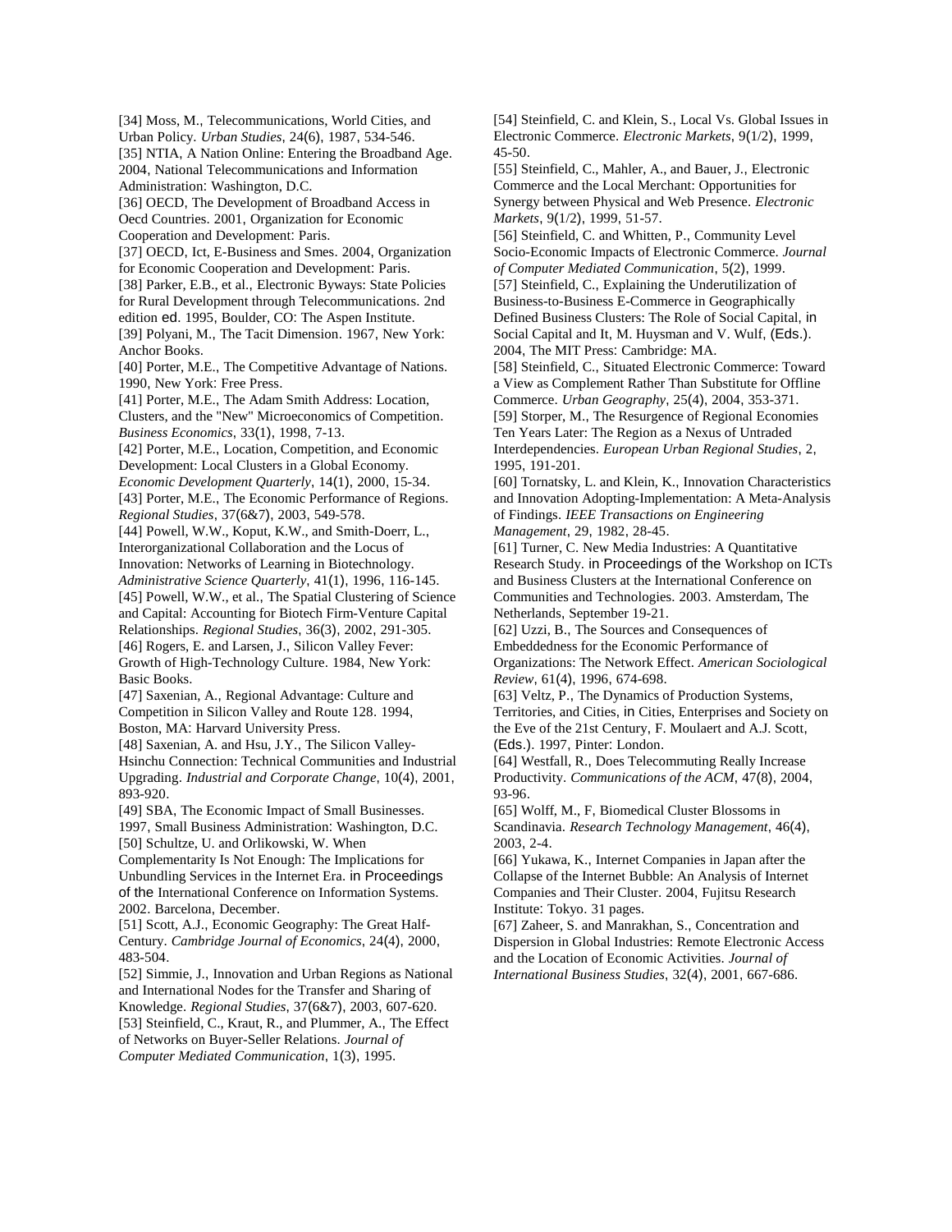[34] Moss, M., Telecommunications, World Cities, and Urban Policy. *Urban Studies*, 24(6), 1987, 534-546.

[35] NTIA, A Nation Online: Entering the Broadband Age. 2004, National Telecommunications and Information Administration: Washington, D.C.

[36] OECD, The Development of Broadband Access in Oecd Countries. 2001, Organization for Economic Cooperation and Development: Paris.

[37] OECD, Ict, E-Business and Smes. 2004, Organization for Economic Cooperation and Development: Paris.

[38] Parker, E.B., et al., Electronic Byways: State Policies for Rural Development through Telecommunications. 2nd edition ed. 1995, Boulder, CO: The Aspen Institute.

[39] Polyani, M., The Tacit Dimension. 1967, New York: Anchor Books.

[40] Porter, M.E., The Competitive Advantage of Nations. 1990, New York: Free Press.

[41] Porter, M.E., The Adam Smith Address: Location, Clusters, and the "New" Microeconomics of Competition. *Business Economics*, 33(1), 1998, 7-13.

[42] Porter, M.E., Location, Competition, and Economic Development: Local Clusters in a Global Economy. *Economic Development Quarterly*, 14(1), 2000, 15-34.

[43] Porter, M.E., The Economic Performance of Regions. *Regional Studies*, 37(6&7), 2003, 549-578.

[44] Powell, W.W., Koput, K.W., and Smith-Doerr, L., Interorganizational Collaboration and the Locus of Innovation: Networks of Learning in Biotechnology. *Administrative Science Quarterly*, 41(1), 1996, 116-145.

[45] Powell, W.W., et al., The Spatial Clustering of Science and Capital: Accounting for Biotech Firm-Venture Capital Relationships. *Regional Studies*, 36(3), 2002, 291-305.

[46] Rogers, E. and Larsen, J., Silicon Valley Fever: Growth of High-Technology Culture. 1984, New York: Basic Books.

[47] Saxenian, A., Regional Advantage: Culture and Competition in Silicon Valley and Route 128. 1994, Boston, MA: Harvard University Press.

[48] Saxenian, A. and Hsu, J.Y., The Silicon Valley-Hsinchu Connection: Technical Communities and Industrial Upgrading. *Industrial and Corporate Change*, 10(4), 2001, 893-920.

[49] SBA, The Economic Impact of Small Businesses. 1997, Small Business Administration: Washington, D.C.

[50] Schultze, U. and Orlikowski, W. When Complementarity Is Not Enough: The Implications for Unbundling Services in the Internet Era. in Proceedings of the International Conference on Information Systems. 2002. Barcelona, December.

[51] Scott, A.J., Economic Geography: The Great Half-Century. *Cambridge Journal of Economics*, 24(4), 2000, 483-504.

[52] Simmie, J., Innovation and Urban Regions as National and International Nodes for the Transfer and Sharing of Knowledge. *Regional Studies*, 37(6&7), 2003, 607-620.

[53] Steinfield, C., Kraut, R., and Plummer, A., The Effect of Networks on Buyer-Seller Relations. *Journal of Computer Mediated Communication*, 1(3), 1995.

[54] Steinfield, C. and Klein, S., Local Vs. Global Issues in Electronic Commerce. *Electronic Markets*, 9(1/2), 1999, 45-50.

[55] Steinfield, C., Mahler, A., and Bauer, J., Electronic Commerce and the Local Merchant: Opportunities for Synergy between Physical and Web Presence. *Electronic Markets*, 9(1/2), 1999, 51-57.

[56] Steinfield, C. and Whitten, P., Community Level Socio-Economic Impacts of Electronic Commerce. *Journal of Computer Mediated Communication*, 5(2), 1999.

[57] Steinfield, C., Explaining the Underutilization of Business-to-Business E-Commerce in Geographically Defined Business Clusters: The Role of Social Capital, in Social Capital and It, M. Huysman and V. Wulf, (Eds.). 2004, The MIT Press: Cambridge: MA.

[58] Steinfield, C., Situated Electronic Commerce: Toward a View as Complement Rather Than Substitute for Offline Commerce. *Urban Geography*, 25(4), 2004, 353-371.

[59] Storper, M., The Resurgence of Regional Economies Ten Years Later: The Region as a Nexus of Untraded Interdependencies. *European Urban Regional Studies*, 2, 1995, 191-201.

[60] Tornatsky, L. and Klein, K., Innovation Characteristics and Innovation Adopting-Implementation: A Meta-Analysis of Findings. *IEEE Transactions on Engineering Management*, 29, 1982, 28-45.

[61] Turner, C. New Media Industries: A Quantitative Research Study. in Proceedings of the Workshop on ICTs and Business Clusters at the International Conference on Communities and Technologies. 2003. Amsterdam, The Netherlands, September 19-21.

[62] Uzzi, B., The Sources and Consequences of Embeddedness for the Economic Performance of Organizations: The Network Effect. *American Sociological Review*, 61(4), 1996, 674-698.

[63] Veltz, P., The Dynamics of Production Systems, Territories, and Cities, in Cities, Enterprises and Society on the Eve of the 21st Century, F. Moulaert and A.J. Scott, (Eds.). 1997, Pinter: London.

[64] Westfall, R., Does Telecommuting Really Increase Productivity. *Communications of the ACM*, 47(8), 2004, 93-96.

[65] Wolff, M., F, Biomedical Cluster Blossoms in Scandinavia. *Research Technology Management*, 46(4), 2003, 2-4.

[66] Yukawa, K., Internet Companies in Japan after the Collapse of the Internet Bubble: An Analysis of Internet Companies and Their Cluster. 2004, Fujitsu Research Institute: Tokyo. 31 pages.

[67] Zaheer, S. and Manrakhan, S., Concentration and Dispersion in Global Industries: Remote Electronic Access and the Location of Economic Activities. *Journal of International Business Studies*, 32(4), 2001, 667-686.